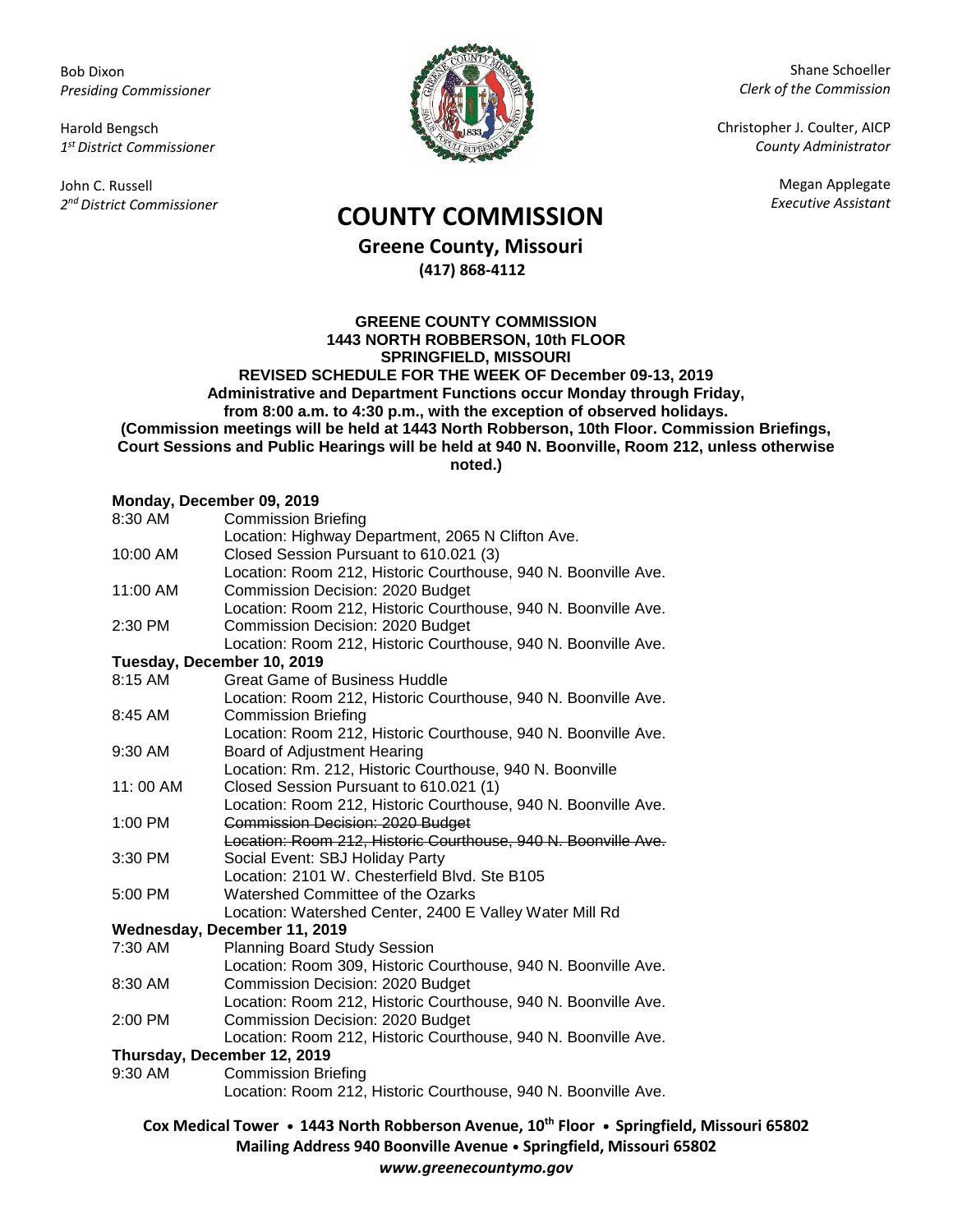Bob Dixon
*Presiding Commissioner*

Harold Bengsch
*1st District Commissioner*

John C. Russell
*2nd District Commissioner*

Shane Schoeller
*Clerk of the Commission*

Christopher J. Coulter, AICP
*County Administrator*

Megan Applegate
*Executive Assistant*

# COUNTY COMMISSION

**Greene County, Missouri**
**(417) 868-4112**

**GREENE COUNTY COMMISSION**
**1443 NORTH ROBBERSON, 10th FLOOR**
**SPRINGFIELD, MISSOURI**
**REVISED SCHEDULE FOR THE WEEK OF December 09-13, 2019**
**Administrative and Department Functions occur Monday through Friday, from 8:00 a.m. to 4:30 p.m., with the exception of observed holidays.**
**(Commission meetings will be held at 1443 North Robberson, 10th Floor. Commission Briefings, Court Sessions and Public Hearings will be held at 940 N. Boonville, Room 212, unless otherwise noted.)**

**Monday, December 09, 2019**

| | |
|---|---|
| 8:30 AM | Commission Briefing<br>Location: Highway Department, 2065 N Clifton Ave. |
| 10:00 AM | Closed Session Pursuant to 610.021 (3)<br>Location: Room 212, Historic Courthouse, 940 N. Boonville Ave. |
| 11:00 AM | Commission Decision: 2020 Budget<br>Location: Room 212, Historic Courthouse, 940 N. Boonville Ave. |
| 2:30 PM | Commission Decision: 2020 Budget<br>Location: Room 212, Historic Courthouse, 940 N. Boonville Ave. |

**Tuesday, December 10, 2019**

| | |
|---|---|
| 8:15 AM | Great Game of Business Huddle<br>Location: Room 212, Historic Courthouse, 940 N. Boonville Ave. |
| 8:45 AM | Commission Briefing<br>Location: Room 212, Historic Courthouse, 940 N. Boonville Ave. |
| 9:30 AM | Board of Adjustment Hearing<br>Location: Rm. 212, Historic Courthouse, 940 N. Boonville |
| 11: 00 AM | Closed Session Pursuant to 610.021 (1)<br>Location: Room 212, Historic Courthouse, 940 N. Boonville Ave. |
| 1:00 PM | ~~Commission Decision: 2020 Budget~~<br>~~Location: Room 212, Historic Courthouse, 940 N. Boonville Ave.~~ |
| 3:30 PM | Social Event: SBJ Holiday Party<br>Location: 2101 W. Chesterfield Blvd. Ste B105 |
| 5:00 PM | Watershed Committee of the Ozarks<br>Location: Watershed Center, 2400 E Valley Water Mill Rd |

**Wednesday, December 11, 2019**

| | |
|---|---|
| 7:30 AM | Planning Board Study Session<br>Location: Room 309, Historic Courthouse, 940 N. Boonville Ave. |
| 8:30 AM | Commission Decision: 2020 Budget<br>Location: Room 212, Historic Courthouse, 940 N. Boonville Ave. |
| 2:00 PM | Commission Decision: 2020 Budget<br>Location: Room 212, Historic Courthouse, 940 N. Boonville Ave. |

**Thursday, December 12, 2019**

| | |
|---|---|
| 9:30 AM | Commission Briefing<br>Location: Room 212, Historic Courthouse, 940 N. Boonville Ave. |

**Cox Medical Tower • 1443 North Robberson Avenue, 10th Floor • Springfield, Missouri 65802**
**Mailing Address 940 Boonville Avenue • Springfield, Missouri 65802**
***www.greenecountymo.gov***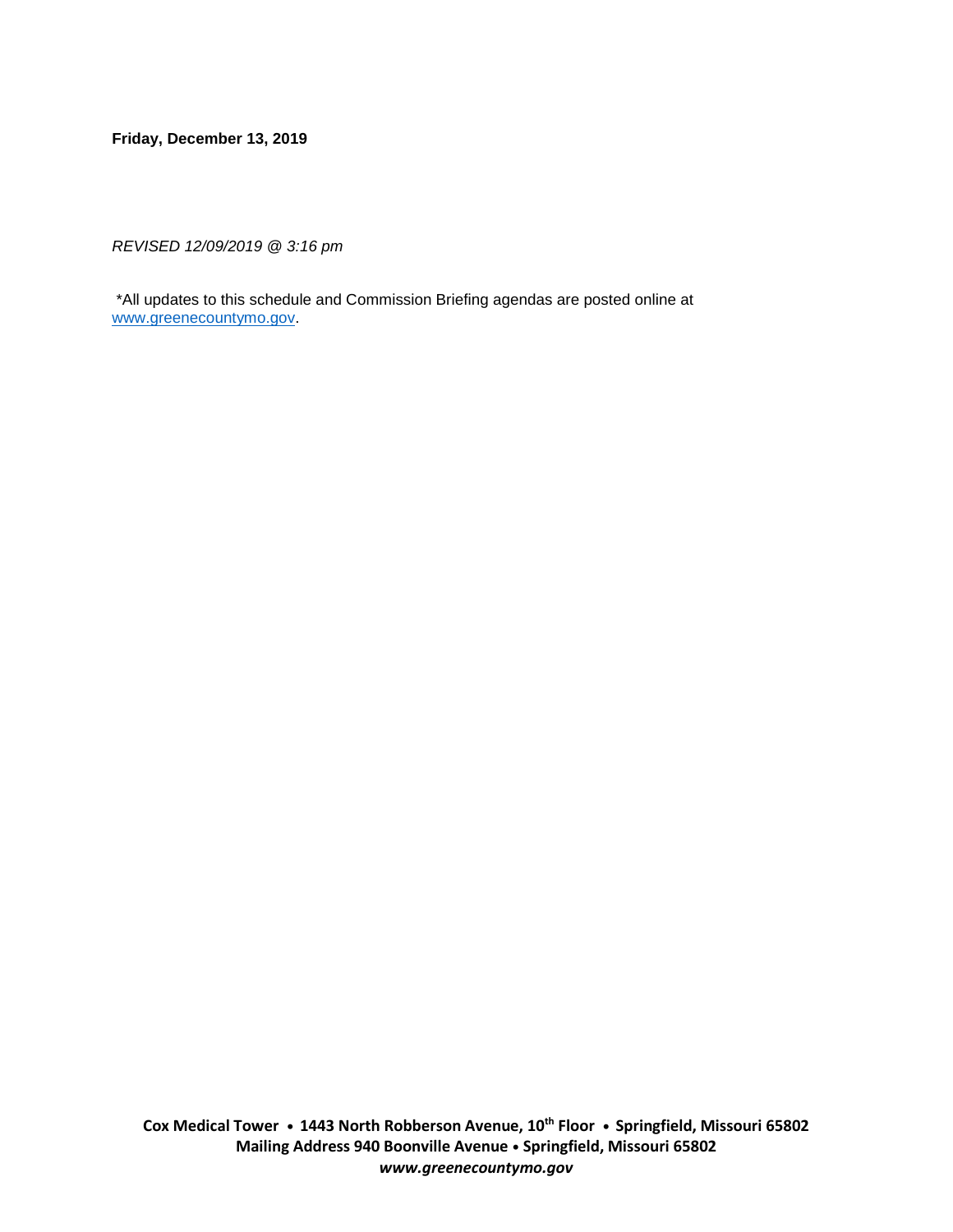**Friday, December 13, 2019**

*REVISED 12/09/2019 @ 3:16 pm*

*All updates to this schedule and Commission Briefing agendas are posted online at www.greenecountymo.gov.

**Cox Medical Tower • 1443 North Robberson Avenue, 10th Floor • Springfield, Missouri 65802**
**Mailing Address 940 Boonville Avenue • Springfield, Missouri 65802**
***www.greenecountymo.gov***